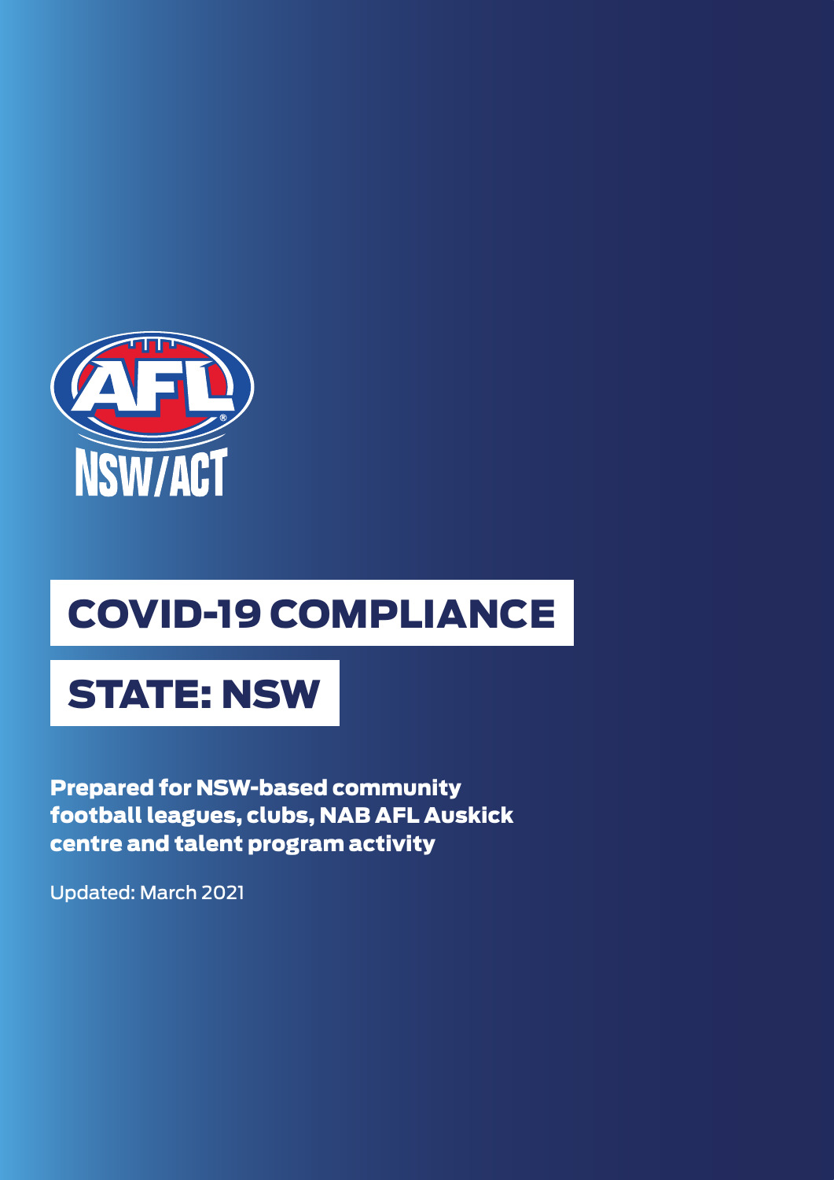AFL NSW/ACT

# COVID-19 COMPLIANCE

# STATE: NSW

**Prepared for NSW-based community football leagues, clubs, NAB AFL Auskick centre and talent program activity**

Updated: March 2021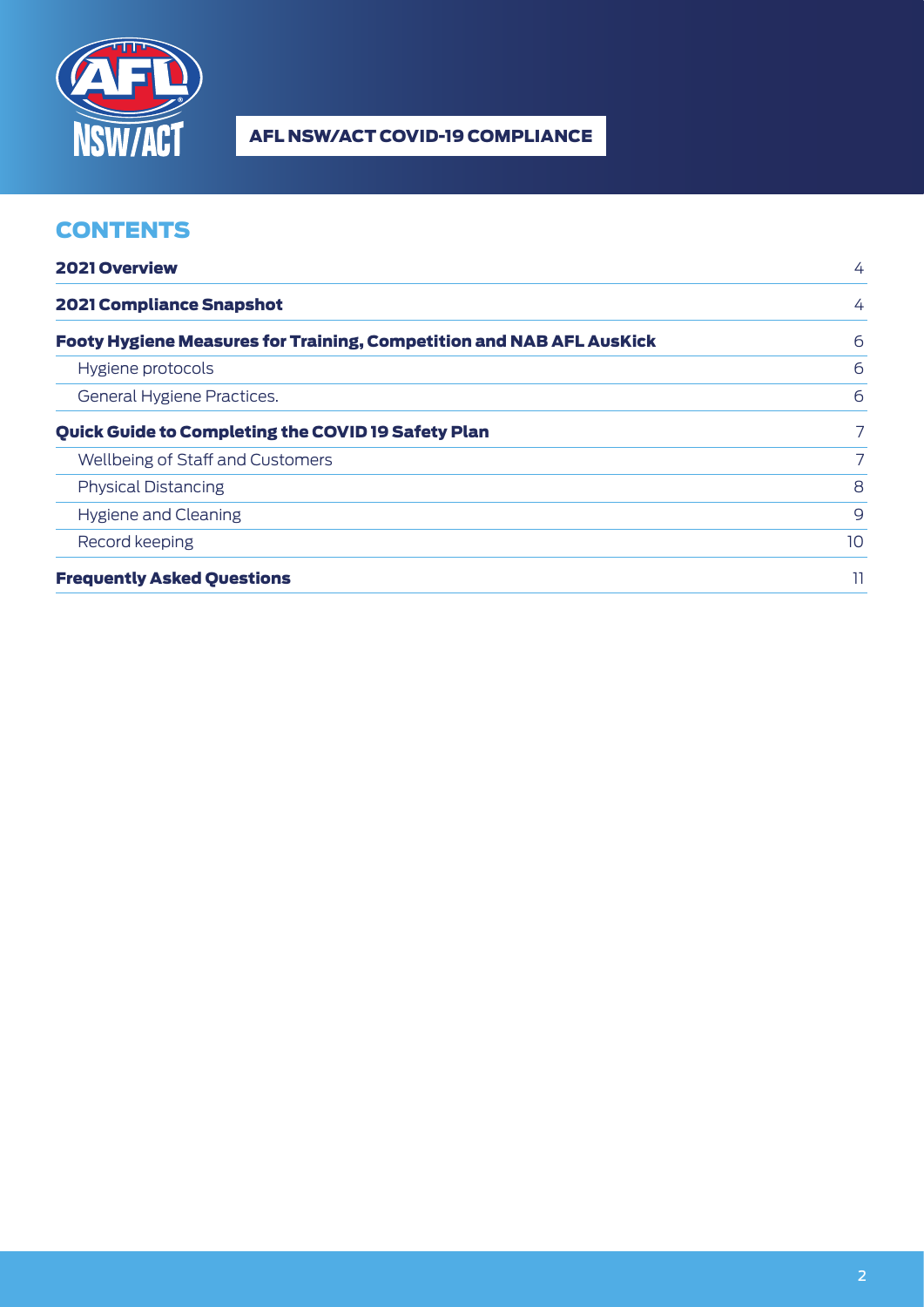AFL NSW/ACT COVID-19 COMPLIANCE

# CONTENTS

| | |
|---|---|
| **2021 Overview** | 4 |
| **2021 Compliance Snapshot** | 4 |
| **Footy Hygiene Measures for Training, Competition and NAB AFL AusKick** | 6 |
| Hygiene protocols | 6 |
| General Hygiene Practices. | 6 |
| **Quick Guide to Completing the COVID 19 Safety Plan** | 7 |
| Wellbeing of Staff and Customers | 7 |
| Physical Distancing | 8 |
| Hygiene and Cleaning | 9 |
| Record keeping | 10 |
| **Frequently Asked Questions** | 11 |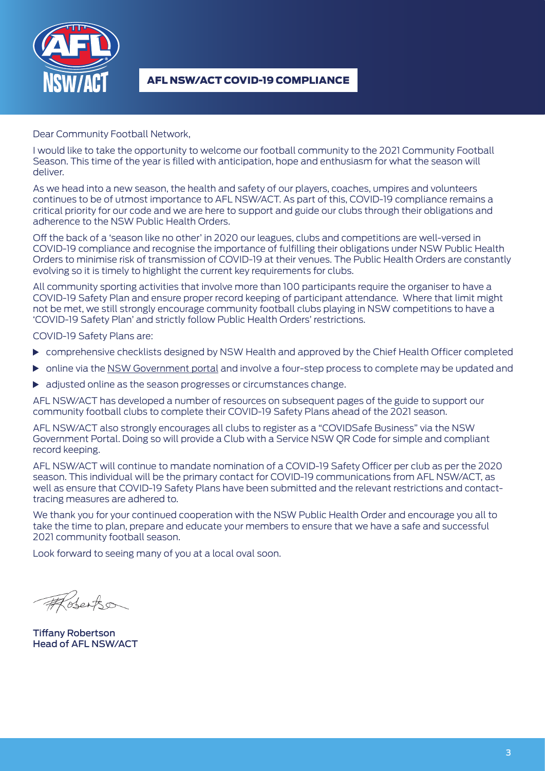# AFL NSW/ACT COVID-19 COMPLIANCE

Dear Community Football Network,

I would like to take the opportunity to welcome our football community to the 2021 Community Football Season. This time of the year is filled with anticipation, hope and enthusiasm for what the season will deliver.

As we head into a new season, the health and safety of our players, coaches, umpires and volunteers continues to be of utmost importance to AFL NSW/ACT. As part of this, COVID-19 compliance remains a critical priority for our code and we are here to support and guide our clubs through their obligations and adherence to the NSW Public Health Orders.

Off the back of a 'season like no other' in 2020 our leagues, clubs and competitions are well-versed in COVID-19 compliance and recognise the importance of fulfilling their obligations under NSW Public Health Orders to minimise risk of transmission of COVID-19 at their venues. The Public Health Orders are constantly evolving so it is timely to highlight the current key requirements for clubs.

All community sporting activities that involve more than 100 participants require the organiser to have a COVID-19 Safety Plan and ensure proper record keeping of participant attendance. Where that limit might not be met, we still strongly encourage community football clubs playing in NSW competitions to have a 'COVID-19 Safety Plan' and strictly follow Public Health Orders' restrictions.

COVID-19 Safety Plans are:

- comprehensive checklists designed by NSW Health and approved by the Chief Health Officer completed
- online via the NSW Government portal and involve a four-step process to complete may be updated and
- adjusted online as the season progresses or circumstances change.

AFL NSW/ACT has developed a number of resources on subsequent pages of the guide to support our community football clubs to complete their COVID-19 Safety Plans ahead of the 2021 season.

AFL NSW/ACT also strongly encourages all clubs to register as a "COVIDSafe Business" via the NSW Government Portal. Doing so will provide a Club with a Service NSW QR Code for simple and compliant record keeping.

AFL NSW/ACT will continue to mandate nomination of a COVID-19 Safety Officer per club as per the 2020 season. This individual will be the primary contact for COVID-19 communications from AFL NSW/ACT, as well as ensure that COVID-19 Safety Plans have been submitted and the relevant restrictions and contact-tracing measures are adhered to.

We thank you for your continued cooperation with the NSW Public Health Order and encourage you all to take the time to plan, prepare and educate your members to ensure that we have a safe and successful 2021 community football season.

Look forward to seeing many of you at a local oval soon.

**Tiffany Robertson**
**Head of AFL NSW/ACT**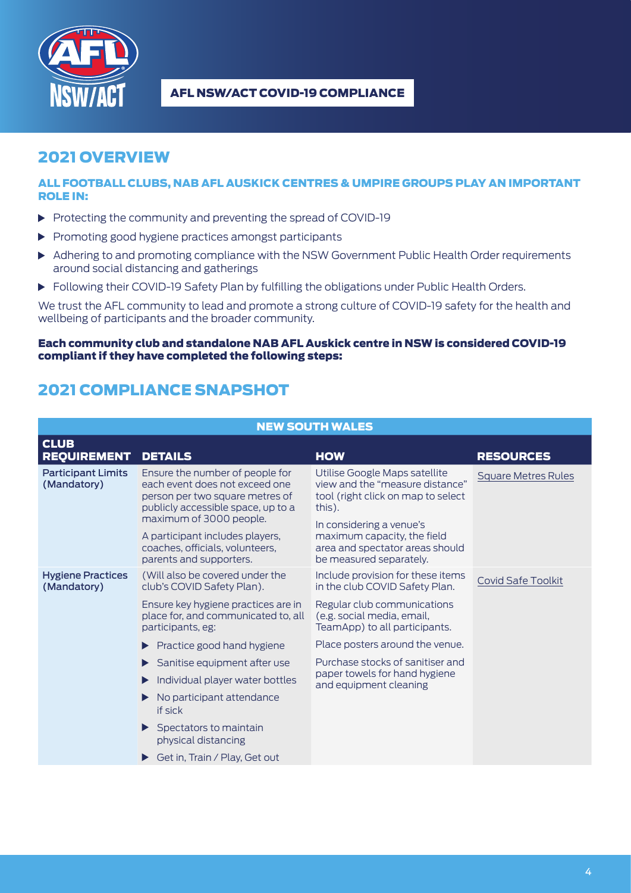AFL NSW/ACT COVID-19 COMPLIANCE

## 2021 OVERVIEW

### ALL FOOTBALL CLUBS, NAB AFL AUSKICK CENTRES & UMPIRE GROUPS PLAY AN IMPORTANT ROLE IN:

- Protecting the community and preventing the spread of COVID-19
- Promoting good hygiene practices amongst participants
- Adhering to and promoting compliance with the NSW Government Public Health Order requirements around social distancing and gatherings
- Following their COVID-19 Safety Plan by fulfilling the obligations under Public Health Orders.

We trust the AFL community to lead and promote a strong culture of COVID-19 safety for the health and wellbeing of participants and the broader community.

**Each community club and standalone NAB AFL Auskick centre in NSW is considered COVID-19 compliant if they have completed the following steps:**

## 2021 COMPLIANCE SNAPSHOT

| NEW SOUTH WALES | | | |
|---|---|---|---|
| **CLUB REQUIREMENT** | **DETAILS** | **HOW** | **RESOURCES** |
| Participant Limits (Mandatory) | Ensure the number of people for each event does not exceed one person per two square metres of publicly accessible space, up to a maximum of 3000 people.<br><br>A participant includes players, coaches, officials, volunteers, parents and supporters. | Utilise Google Maps satellite view and the "measure distance" tool (right click on map to select this).<br><br>In considering a venue's maximum capacity, the field area and spectator areas should be measured separately. | Square Metres Rules |
| Hygiene Practices (Mandatory) | (Will also be covered under the club's COVID Safety Plan).<br><br>Ensure key hygiene practices are in place for, and communicated to, all participants, eg:<br>▶ Practice good hand hygiene<br>▶ Sanitise equipment after use<br>▶ Individual player water bottles<br>▶ No participant attendance if sick<br>▶ Spectators to maintain physical distancing<br>▶ Get in, Train / Play, Get out | Include provision for these items in the club COVID Safety Plan.<br><br>Regular club communications (e.g. social media, email, TeamApp) to all participants.<br><br>Place posters around the venue.<br><br>Purchase stocks of sanitiser and paper towels for hand hygiene and equipment cleaning | Covid Safe Toolkit |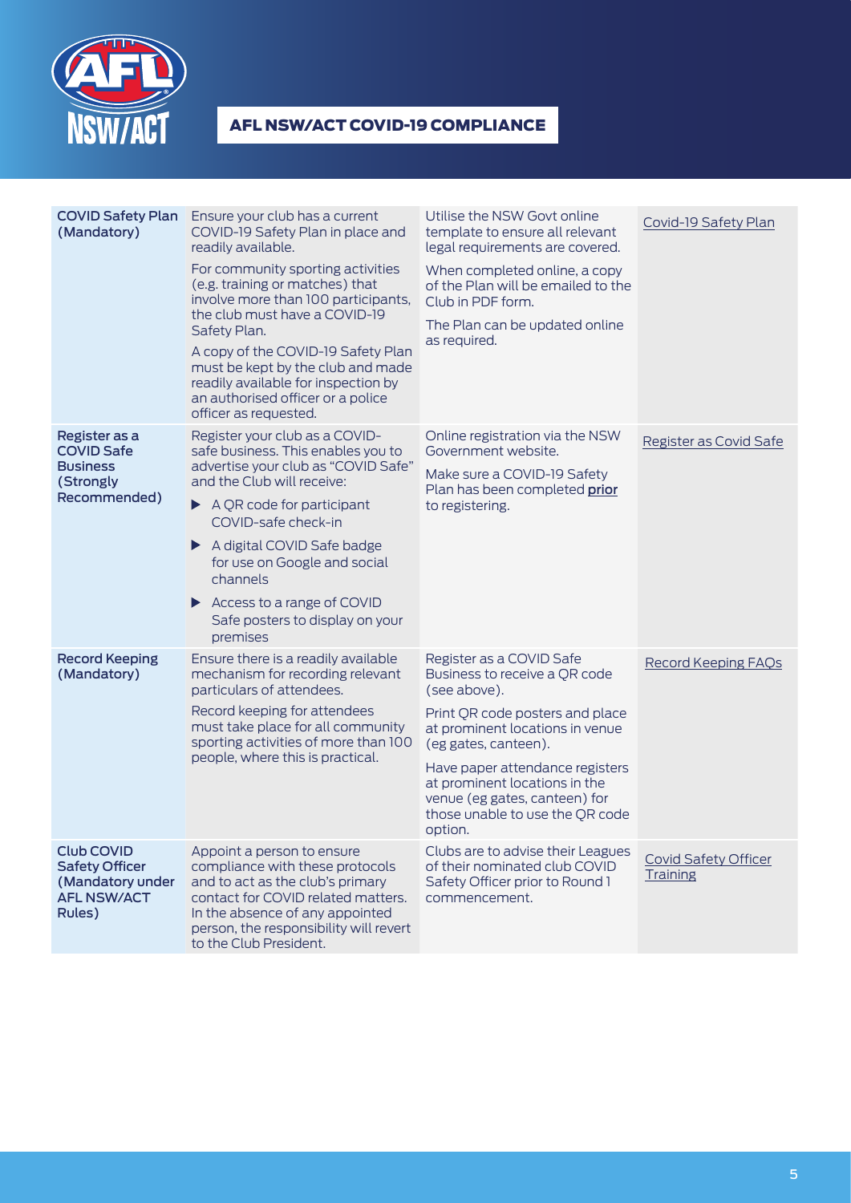## AFL NSW/ACT COVID-19 COMPLIANCE

| | | | |
|---|---|---|---|
| **COVID Safety Plan (Mandatory)** | Ensure your club has a current COVID-19 Safety Plan in place and readily available.<br>For community sporting activities (e.g. training or matches) that involve more than 100 participants, the club must have a COVID-19 Safety Plan.<br>A copy of the COVID-19 Safety Plan must be kept by the club and made readily available for inspection by an authorised officer or a police officer as requested. | Utilise the NSW Govt online template to ensure all relevant legal requirements are covered.<br>When completed online, a copy of the Plan will be emailed to the Club in PDF form.<br>The Plan can be updated online as required. | Covid-19 Safety Plan |
| **Register as a COVID Safe Business (Strongly Recommended)** | Register your club as a COVID-safe business. This enables you to advertise your club as "COVID Safe" and the Club will receive:<br>▶ A QR code for participant COVID-safe check-in<br>▶ A digital COVID Safe badge for use on Google and social channels<br>▶ Access to a range of COVID Safe posters to display on your premises | Online registration via the NSW Government website.<br>Make sure a COVID-19 Safety Plan has been completed **prior** to registering. | Register as Covid Safe |
| **Record Keeping (Mandatory)** | Ensure there is a readily available mechanism for recording relevant particulars of attendees.<br>Record keeping for attendees must take place for all community sporting activities of more than 100 people, where this is practical. | Register as a COVID Safe Business to receive a QR code (see above).<br>Print QR code posters and place at prominent locations in venue (eg gates, canteen).<br>Have paper attendance registers at prominent locations in the venue (eg gates, canteen) for those unable to use the QR code option. | Record Keeping FAQs |
| **Club COVID Safety Officer (Mandatory under AFL NSW/ACT Rules)** | Appoint a person to ensure compliance with these protocols and to act as the club's primary contact for COVID related matters. In the absence of any appointed person, the responsibility will revert to the Club President. | Clubs are to advise their Leagues of their nominated club COVID Safety Officer prior to Round 1 commencement. | Covid Safety Officer Training |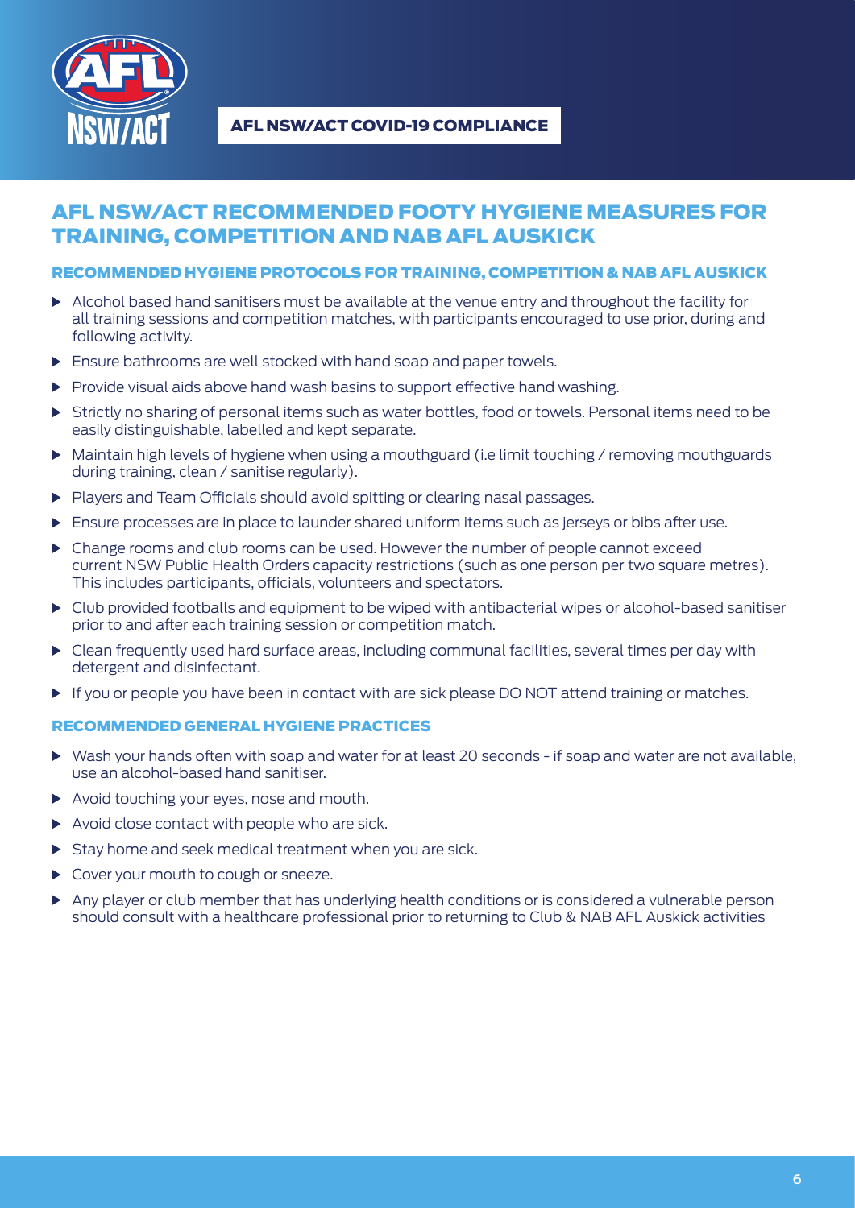# AFL NSW/ACT RECOMMENDED FOOTY HYGIENE MEASURES FOR TRAINING, COMPETITION AND NAB AFL AUSKICK

## RECOMMENDED HYGIENE PROTOCOLS FOR TRAINING, COMPETITION & NAB AFL AUSKICK

- Alcohol based hand sanitisers must be available at the venue entry and throughout the facility for all training sessions and competition matches, with participants encouraged to use prior, during and following activity.
- Ensure bathrooms are well stocked with hand soap and paper towels.
- Provide visual aids above hand wash basins to support effective hand washing.
- Strictly no sharing of personal items such as water bottles, food or towels. Personal items need to be easily distinguishable, labelled and kept separate.
- Maintain high levels of hygiene when using a mouthguard (i.e limit touching / removing mouthguards during training, clean / sanitise regularly).
- Players and Team Officials should avoid spitting or clearing nasal passages.
- Ensure processes are in place to launder shared uniform items such as jerseys or bibs after use.
- Change rooms and club rooms can be used. However the number of people cannot exceed current NSW Public Health Orders capacity restrictions (such as one person per two square metres). This includes participants, officials, volunteers and spectators.
- Club provided footballs and equipment to be wiped with antibacterial wipes or alcohol-based sanitiser prior to and after each training session or competition match.
- Clean frequently used hard surface areas, including communal facilities, several times per day with detergent and disinfectant.
- If you or people you have been in contact with are sick please DO NOT attend training or matches.

## RECOMMENDED GENERAL HYGIENE PRACTICES

- Wash your hands often with soap and water for at least 20 seconds - if soap and water are not available, use an alcohol-based hand sanitiser.
- Avoid touching your eyes, nose and mouth.
- Avoid close contact with people who are sick.
- Stay home and seek medical treatment when you are sick.
- Cover your mouth to cough or sneeze.
- Any player or club member that has underlying health conditions or is considered a vulnerable person should consult with a healthcare professional prior to returning to Club & NAB AFL Auskick activities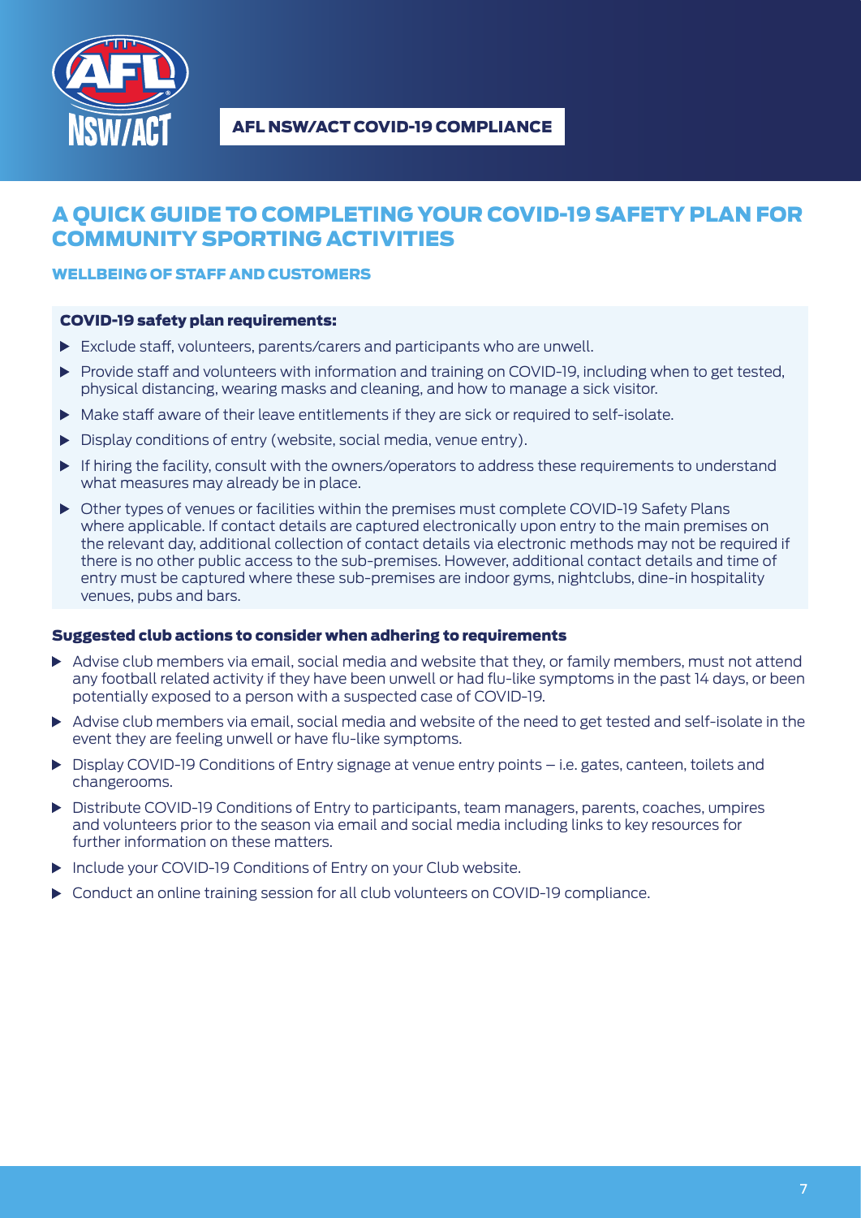AFL NSW/ACT COVID-19 COMPLIANCE

# A QUICK GUIDE TO COMPLETING YOUR COVID-19 SAFETY PLAN FOR COMMUNITY SPORTING ACTIVITIES

## WELLBEING OF STAFF AND CUSTOMERS

### COVID-19 safety plan requirements:

- Exclude staff, volunteers, parents/carers and participants who are unwell.
- Provide staff and volunteers with information and training on COVID-19, including when to get tested, physical distancing, wearing masks and cleaning, and how to manage a sick visitor.
- Make staff aware of their leave entitlements if they are sick or required to self-isolate.
- Display conditions of entry (website, social media, venue entry).
- If hiring the facility, consult with the owners/operators to address these requirements to understand what measures may already be in place.
- Other types of venues or facilities within the premises must complete COVID-19 Safety Plans where applicable. If contact details are captured electronically upon entry to the main premises on the relevant day, additional collection of contact details via electronic methods may not be required if there is no other public access to the sub-premises. However, additional contact details and time of entry must be captured where these sub-premises are indoor gyms, nightclubs, dine-in hospitality venues, pubs and bars.

### Suggested club actions to consider when adhering to requirements

- Advise club members via email, social media and website that they, or family members, must not attend any football related activity if they have been unwell or had flu-like symptoms in the past 14 days, or been potentially exposed to a person with a suspected case of COVID-19.
- Advise club members via email, social media and website of the need to get tested and self-isolate in the event they are feeling unwell or have flu-like symptoms.
- Display COVID-19 Conditions of Entry signage at venue entry points – i.e. gates, canteen, toilets and changerooms.
- Distribute COVID-19 Conditions of Entry to participants, team managers, parents, coaches, umpires and volunteers prior to the season via email and social media including links to key resources for further information on these matters.
- Include your COVID-19 Conditions of Entry on your Club website.
- Conduct an online training session for all club volunteers on COVID-19 compliance.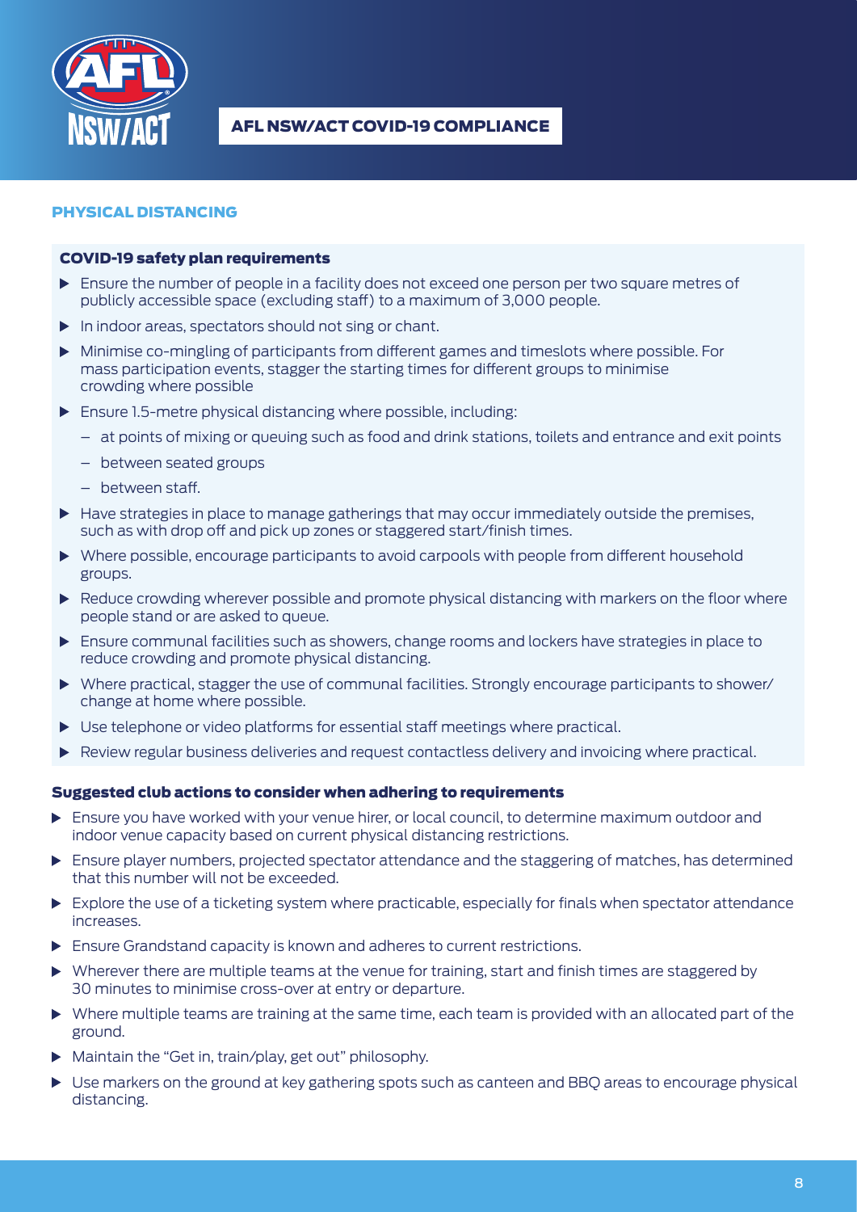AFL NSW/ACT COVID-19 COMPLIANCE

## PHYSICAL DISTANCING

### COVID-19 safety plan requirements

- Ensure the number of people in a facility does not exceed one person per two square metres of publicly accessible space (excluding staff) to a maximum of 3,000 people.
- In indoor areas, spectators should not sing or chant.
- Minimise co-mingling of participants from different games and timeslots where possible. For mass participation events, stagger the starting times for different groups to minimise crowding where possible
- Ensure 1.5-metre physical distancing where possible, including:
  - at points of mixing or queuing such as food and drink stations, toilets and entrance and exit points
  - between seated groups
  - between staff.
- Have strategies in place to manage gatherings that may occur immediately outside the premises, such as with drop off and pick up zones or staggered start/finish times.
- Where possible, encourage participants to avoid carpools with people from different household groups.
- Reduce crowding wherever possible and promote physical distancing with markers on the floor where people stand or are asked to queue.
- Ensure communal facilities such as showers, change rooms and lockers have strategies in place to reduce crowding and promote physical distancing.
- Where practical, stagger the use of communal facilities. Strongly encourage participants to shower/change at home where possible.
- Use telephone or video platforms for essential staff meetings where practical.
- Review regular business deliveries and request contactless delivery and invoicing where practical.

### Suggested club actions to consider when adhering to requirements

- Ensure you have worked with your venue hirer, or local council, to determine maximum outdoor and indoor venue capacity based on current physical distancing restrictions.
- Ensure player numbers, projected spectator attendance and the staggering of matches, has determined that this number will not be exceeded.
- Explore the use of a ticketing system where practicable, especially for finals when spectator attendance increases.
- Ensure Grandstand capacity is known and adheres to current restrictions.
- Wherever there are multiple teams at the venue for training, start and finish times are staggered by 30 minutes to minimise cross-over at entry or departure.
- Where multiple teams are training at the same time, each team is provided with an allocated part of the ground.
- Maintain the "Get in, train/play, get out" philosophy.
- Use markers on the ground at key gathering spots such as canteen and BBQ areas to encourage physical distancing.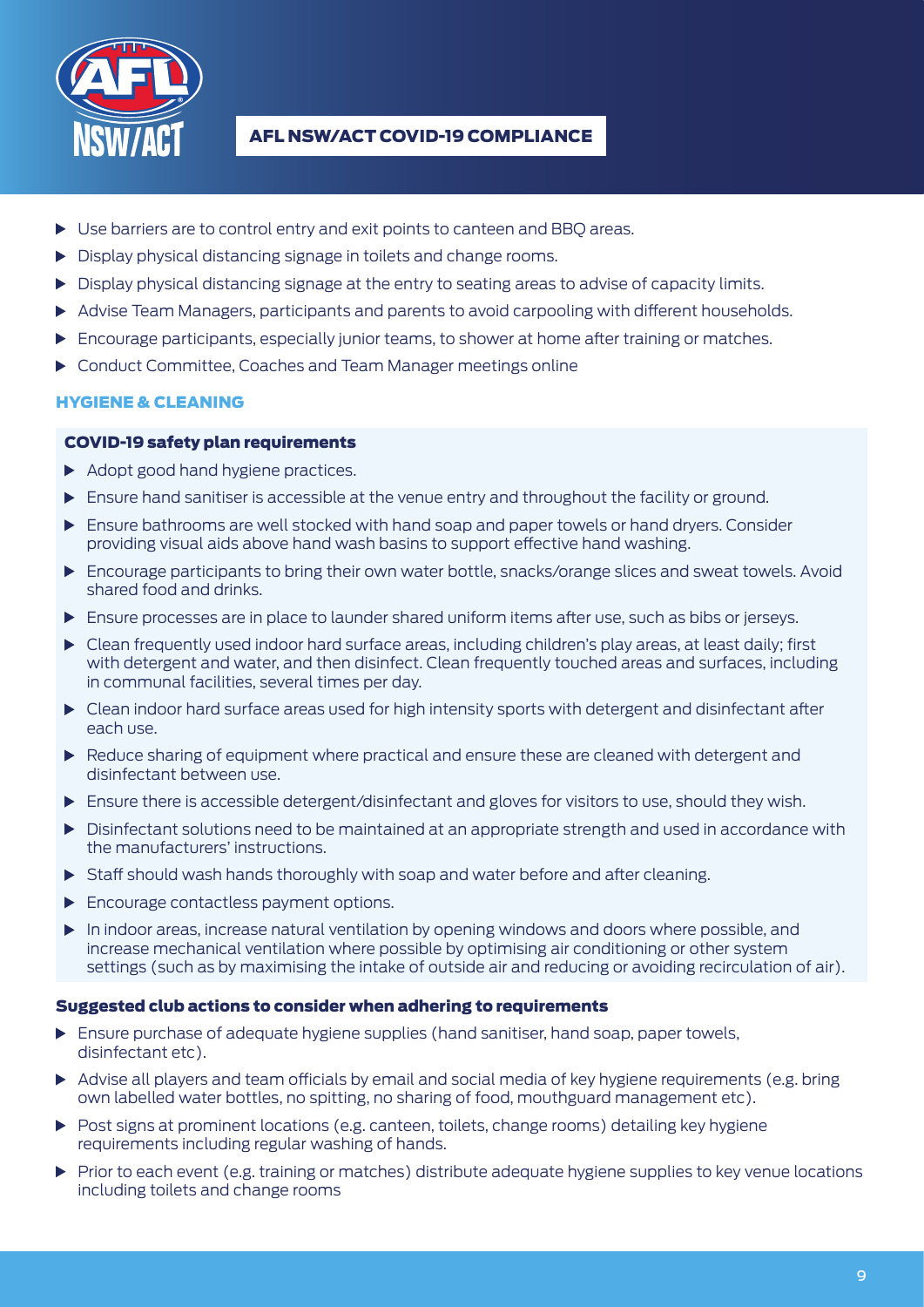- Use barriers are to control entry and exit points to canteen and BBQ areas.
- Display physical distancing signage in toilets and change rooms.
- Display physical distancing signage at the entry to seating areas to advise of capacity limits.
- Advise Team Managers, participants and parents to avoid carpooling with different households.
- Encourage participants, especially junior teams, to shower at home after training or matches.
- Conduct Committee, Coaches and Team Manager meetings online

## HYGIENE & CLEANING

### COVID-19 safety plan requirements

- Adopt good hand hygiene practices.
- Ensure hand sanitiser is accessible at the venue entry and throughout the facility or ground.
- Ensure bathrooms are well stocked with hand soap and paper towels or hand dryers. Consider providing visual aids above hand wash basins to support effective hand washing.
- Encourage participants to bring their own water bottle, snacks/orange slices and sweat towels. Avoid shared food and drinks.
- Ensure processes are in place to launder shared uniform items after use, such as bibs or jerseys.
- Clean frequently used indoor hard surface areas, including children's play areas, at least daily; first with detergent and water, and then disinfect. Clean frequently touched areas and surfaces, including in communal facilities, several times per day.
- Clean indoor hard surface areas used for high intensity sports with detergent and disinfectant after each use.
- Reduce sharing of equipment where practical and ensure these are cleaned with detergent and disinfectant between use.
- Ensure there is accessible detergent/disinfectant and gloves for visitors to use, should they wish.
- Disinfectant solutions need to be maintained at an appropriate strength and used in accordance with the manufacturers' instructions.
- Staff should wash hands thoroughly with soap and water before and after cleaning.
- Encourage contactless payment options.
- In indoor areas, increase natural ventilation by opening windows and doors where possible, and increase mechanical ventilation where possible by optimising air conditioning or other system settings (such as by maximising the intake of outside air and reducing or avoiding recirculation of air).

### Suggested club actions to consider when adhering to requirements

- Ensure purchase of adequate hygiene supplies (hand sanitiser, hand soap, paper towels, disinfectant etc).
- Advise all players and team officials by email and social media of key hygiene requirements (e.g. bring own labelled water bottles, no spitting, no sharing of food, mouthguard management etc).
- Post signs at prominent locations (e.g. canteen, toilets, change rooms) detailing key hygiene requirements including regular washing of hands.
- Prior to each event (e.g. training or matches) distribute adequate hygiene supplies to key venue locations including toilets and change rooms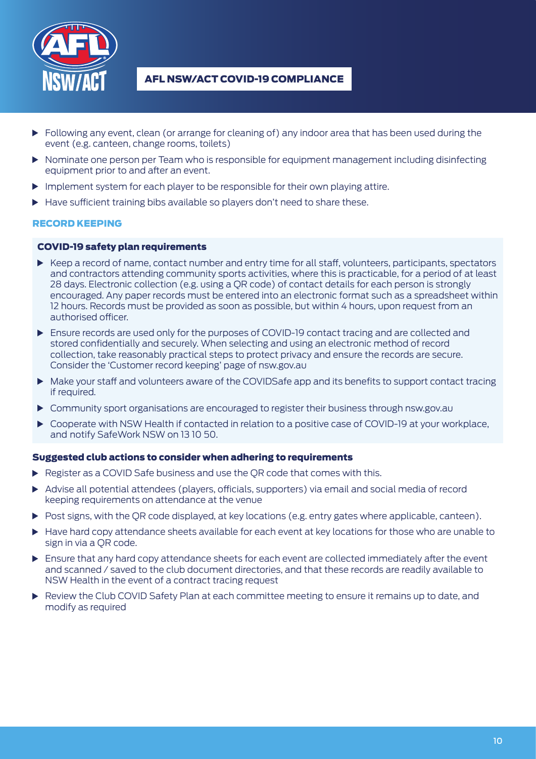- Following any event, clean (or arrange for cleaning of) any indoor area that has been used during the event (e.g. canteen, change rooms, toilets)
- Nominate one person per Team who is responsible for equipment management including disinfecting equipment prior to and after an event.
- Implement system for each player to be responsible for their own playing attire.
- Have sufficient training bibs available so players don't need to share these.

## RECORD KEEPING

### COVID-19 safety plan requirements

- Keep a record of name, contact number and entry time for all staff, volunteers, participants, spectators and contractors attending community sports activities, where this is practicable, for a period of at least 28 days. Electronic collection (e.g. using a QR code) of contact details for each person is strongly encouraged. Any paper records must be entered into an electronic format such as a spreadsheet within 12 hours. Records must be provided as soon as possible, but within 4 hours, upon request from an authorised officer.
- Ensure records are used only for the purposes of COVID-19 contact tracing and are collected and stored confidentially and securely. When selecting and using an electronic method of record collection, take reasonably practical steps to protect privacy and ensure the records are secure. Consider the 'Customer record keeping' page of nsw.gov.au
- Make your staff and volunteers aware of the COVIDSafe app and its benefits to support contact tracing if required.
- Community sport organisations are encouraged to register their business through nsw.gov.au
- Cooperate with NSW Health if contacted in relation to a positive case of COVID-19 at your workplace, and notify SafeWork NSW on 13 10 50.

### Suggested club actions to consider when adhering to requirements

- Register as a COVID Safe business and use the QR code that comes with this.
- Advise all potential attendees (players, officials, supporters) via email and social media of record keeping requirements on attendance at the venue
- Post signs, with the QR code displayed, at key locations (e.g. entry gates where applicable, canteen).
- Have hard copy attendance sheets available for each event at key locations for those who are unable to sign in via a QR code.
- Ensure that any hard copy attendance sheets for each event are collected immediately after the event and scanned / saved to the club document directories, and that these records are readily available to NSW Health in the event of a contract tracing request
- Review the Club COVID Safety Plan at each committee meeting to ensure it remains up to date, and modify as required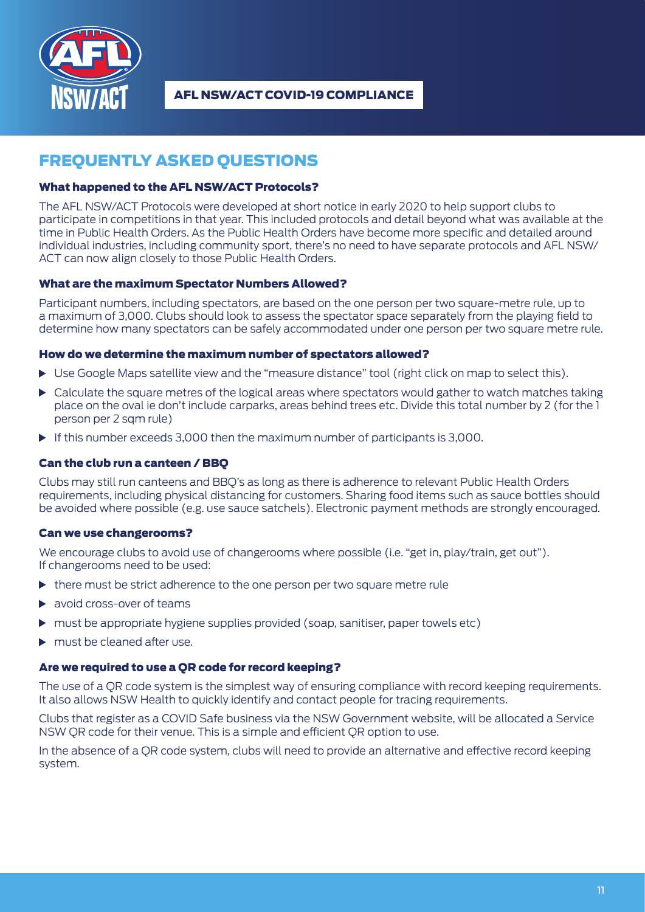AFL NSW/ACT COVID-19 COMPLIANCE

## FREQUENTLY ASKED QUESTIONS

### What happened to the AFL NSW/ACT Protocols?

The AFL NSW/ACT Protocols were developed at short notice in early 2020 to help support clubs to participate in competitions in that year. This included protocols and detail beyond what was available at the time in Public Health Orders. As the Public Health Orders have become more specific and detailed around individual industries, including community sport, there's no need to have separate protocols and AFL NSW/ACT can now align closely to those Public Health Orders.

### What are the maximum Spectator Numbers Allowed?

Participant numbers, including spectators, are based on the one person per two square-metre rule, up to a maximum of 3,000. Clubs should look to assess the spectator space separately from the playing field to determine how many spectators can be safely accommodated under one person per two square metre rule.

### How do we determine the maximum number of spectators allowed?

- Use Google Maps satellite view and the "measure distance" tool (right click on map to select this).
- Calculate the square metres of the logical areas where spectators would gather to watch matches taking place on the oval ie don't include carparks, areas behind trees etc. Divide this total number by 2 (for the 1 person per 2 sqm rule)
- If this number exceeds 3,000 then the maximum number of participants is 3,000.

### Can the club run a canteen / BBQ

Clubs may still run canteens and BBQ's as long as there is adherence to relevant Public Health Orders requirements, including physical distancing for customers. Sharing food items such as sauce bottles should be avoided where possible (e.g. use sauce satchels). Electronic payment methods are strongly encouraged.

### Can we use changerooms?

We encourage clubs to avoid use of changerooms where possible (i.e. "get in, play/train, get out"). If changerooms need to be used:

- there must be strict adherence to the one person per two square metre rule
- avoid cross-over of teams
- must be appropriate hygiene supplies provided (soap, sanitiser, paper towels etc)
- must be cleaned after use.

### Are we required to use a QR code for record keeping?

The use of a QR code system is the simplest way of ensuring compliance with record keeping requirements. It also allows NSW Health to quickly identify and contact people for tracing requirements.

Clubs that register as a COVID Safe business via the NSW Government website, will be allocated a Service NSW QR code for their venue. This is a simple and efficient QR option to use.

In the absence of a QR code system, clubs will need to provide an alternative and effective record keeping system.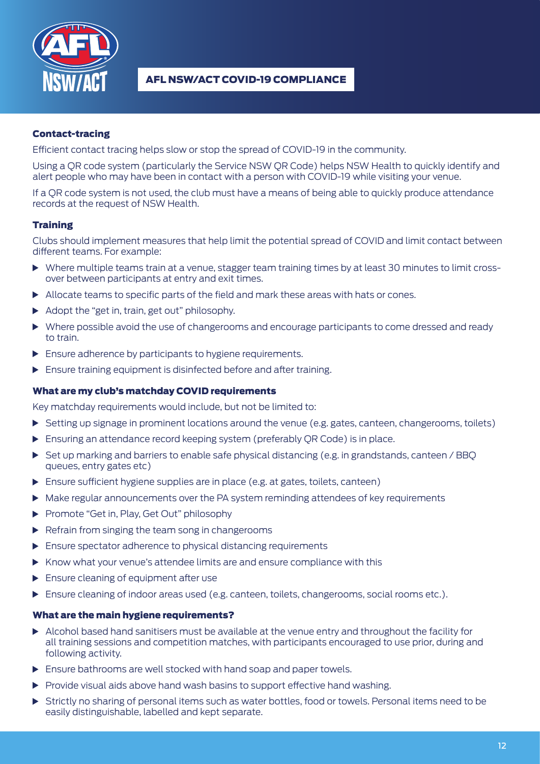## Contact-tracing

Efficient contact tracing helps slow or stop the spread of COVID-19 in the community.

Using a QR code system (particularly the Service NSW QR Code) helps NSW Health to quickly identify and alert people who may have been in contact with a person with COVID-19 while visiting your venue.

If a QR code system is not used, the club must have a means of being able to quickly produce attendance records at the request of NSW Health.

## Training

Clubs should implement measures that help limit the potential spread of COVID and limit contact between different teams. For example:

- Where multiple teams train at a venue, stagger team training times by at least 30 minutes to limit cross-over between participants at entry and exit times.
- Allocate teams to specific parts of the field and mark these areas with hats or cones.
- Adopt the "get in, train, get out" philosophy.
- Where possible avoid the use of changerooms and encourage participants to come dressed and ready to train.
- Ensure adherence by participants to hygiene requirements.
- Ensure training equipment is disinfected before and after training.

## What are my club's matchday COVID requirements

Key matchday requirements would include, but not be limited to:

- Setting up signage in prominent locations around the venue (e.g. gates, canteen, changerooms, toilets)
- Ensuring an attendance record keeping system (preferably QR Code) is in place.
- Set up marking and barriers to enable safe physical distancing (e.g. in grandstands, canteen / BBQ queues, entry gates etc)
- Ensure sufficient hygiene supplies are in place (e.g. at gates, toilets, canteen)
- Make regular announcements over the PA system reminding attendees of key requirements
- Promote "Get in, Play, Get Out" philosophy
- Refrain from singing the team song in changerooms
- Ensure spectator adherence to physical distancing requirements
- Know what your venue's attendee limits are and ensure compliance with this
- Ensure cleaning of equipment after use
- Ensure cleaning of indoor areas used (e.g. canteen, toilets, changerooms, social rooms etc.).

## What are the main hygiene requirements?

- Alcohol based hand sanitisers must be available at the venue entry and throughout the facility for all training sessions and competition matches, with participants encouraged to use prior, during and following activity.
- Ensure bathrooms are well stocked with hand soap and paper towels.
- Provide visual aids above hand wash basins to support effective hand washing.
- Strictly no sharing of personal items such as water bottles, food or towels. Personal items need to be easily distinguishable, labelled and kept separate.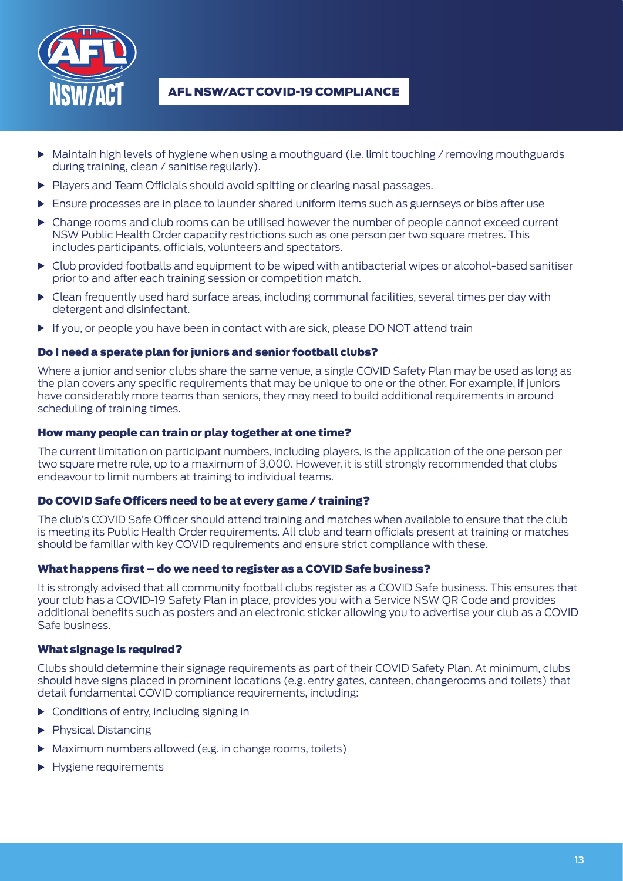- Maintain high levels of hygiene when using a mouthguard (i.e. limit touching / removing mouthguards during training, clean / sanitise regularly).
- Players and Team Officials should avoid spitting or clearing nasal passages.
- Ensure processes are in place to launder shared uniform items such as guernseys or bibs after use
- Change rooms and club rooms can be utilised however the number of people cannot exceed current NSW Public Health Order capacity restrictions such as one person per two square metres. This includes participants, officials, volunteers and spectators.
- Club provided footballs and equipment to be wiped with antibacterial wipes or alcohol-based sanitiser prior to and after each training session or competition match.
- Clean frequently used hard surface areas, including communal facilities, several times per day with detergent and disinfectant.
- If you, or people you have been in contact with are sick, please DO NOT attend train

#### Do I need a sperate plan for juniors and senior football clubs?

Where a junior and senior clubs share the same venue, a single COVID Safety Plan may be used as long as the plan covers any specific requirements that may be unique to one or the other. For example, if juniors have considerably more teams than seniors, they may need to build additional requirements in around scheduling of training times.

#### How many people can train or play together at one time?

The current limitation on participant numbers, including players, is the application of the one person per two square metre rule, up to a maximum of 3,000. However, it is still strongly recommended that clubs endeavour to limit numbers at training to individual teams.

#### Do COVID Safe Officers need to be at every game / training?

The club's COVID Safe Officer should attend training and matches when available to ensure that the club is meeting its Public Health Order requirements. All club and team officials present at training or matches should be familiar with key COVID requirements and ensure strict compliance with these.

#### What happens first – do we need to register as a COVID Safe business?

It is strongly advised that all community football clubs register as a COVID Safe business. This ensures that your club has a COVID-19 Safety Plan in place, provides you with a Service NSW QR Code and provides additional benefits such as posters and an electronic sticker allowing you to advertise your club as a COVID Safe business.

#### What signage is required?

Clubs should determine their signage requirements as part of their COVID Safety Plan. At minimum, clubs should have signs placed in prominent locations (e.g. entry gates, canteen, changerooms and toilets) that detail fundamental COVID compliance requirements, including:

- Conditions of entry, including signing in
- Physical Distancing
- Maximum numbers allowed (e.g. in change rooms, toilets)
- Hygiene requirements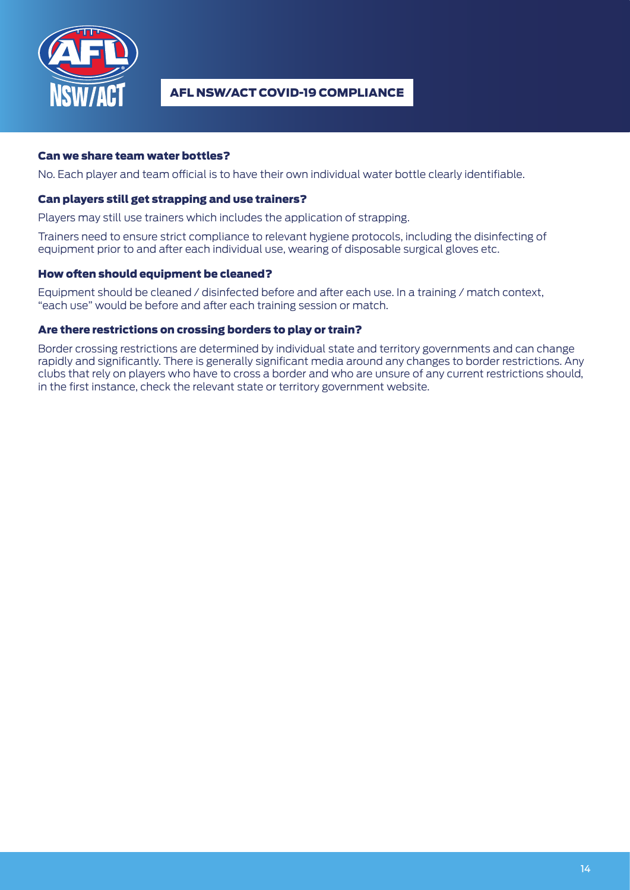### Can we share team water bottles?

No. Each player and team official is to have their own individual water bottle clearly identifiable.

### Can players still get strapping and use trainers?

Players may still use trainers which includes the application of strapping.

Trainers need to ensure strict compliance to relevant hygiene protocols, including the disinfecting of equipment prior to and after each individual use, wearing of disposable surgical gloves etc.

### How often should equipment be cleaned?

Equipment should be cleaned / disinfected before and after each use. In a training / match context, "each use" would be before and after each training session or match.

### Are there restrictions on crossing borders to play or train?

Border crossing restrictions are determined by individual state and territory governments and can change rapidly and significantly. There is generally significant media around any changes to border restrictions. Any clubs that rely on players who have to cross a border and who are unsure of any current restrictions should, in the first instance, check the relevant state or territory government website.